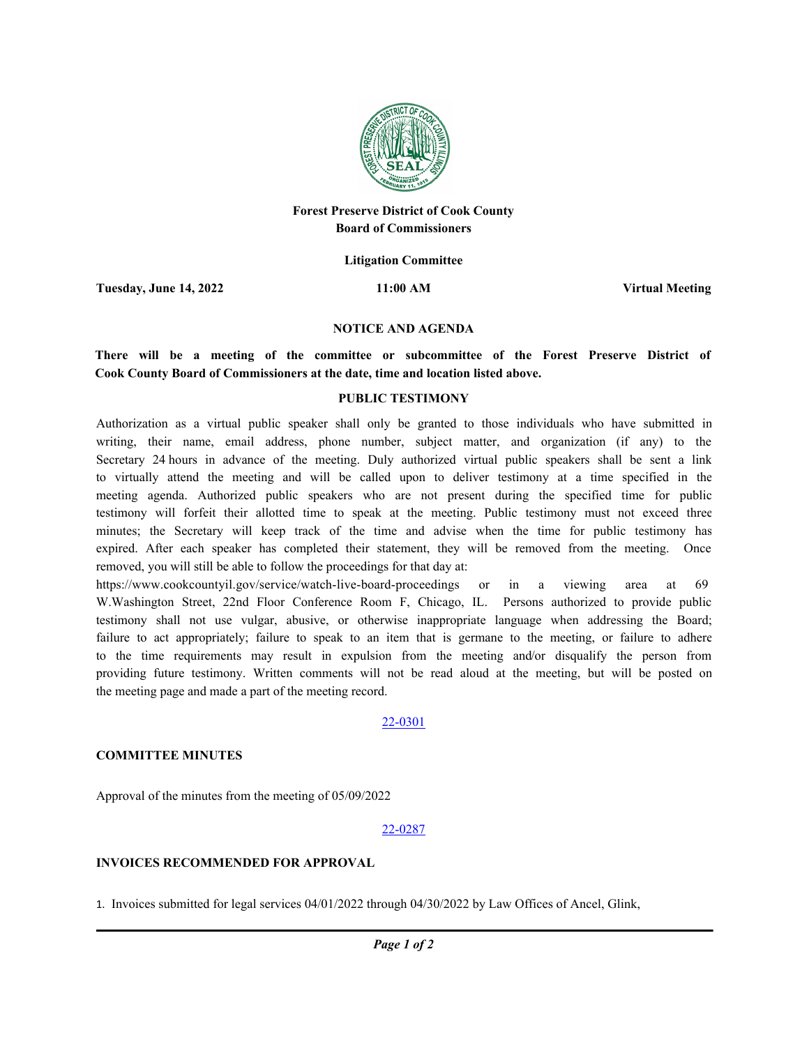# Forest Preserve District of Cook County
## Board of Commissioners

### Litigation Committee

**Tuesday, June 14, 2022** **11:00 AM** **Virtual Meeting**

### NOTICE AND AGENDA

**There will be a meeting of the committee or subcommittee of the Forest Preserve District of Cook County Board of Commissioners at the date, time and location listed above.**

### PUBLIC TESTIMONY

Authorization as a virtual public speaker shall only be granted to those individuals who have submitted in writing, their name, email address, phone number, subject matter, and organization (if any) to the Secretary 24 hours in advance of the meeting. Duly authorized virtual public speakers shall be sent a link to virtually attend the meeting and will be called upon to deliver testimony at a time specified in the meeting agenda. Authorized public speakers who are not present during the specified time for public testimony will forfeit their allotted time to speak at the meeting. Public testimony must not exceed three minutes; the Secretary will keep track of the time and advise when the time for public testimony has expired. After each speaker has completed their statement, they will be removed from the meeting. Once removed, you will still be able to follow the proceedings for that day at: https://www.cookcountyil.gov/service/watch-live-board-proceedings or in a viewing area at 69 W.Washington Street, 22nd Floor Conference Room F, Chicago, IL. Persons authorized to provide public testimony shall not use vulgar, abusive, or otherwise inappropriate language when addressing the Board; failure to act appropriately; failure to speak to an item that is germane to the meeting, or failure to adhere to the time requirements may result in expulsion from the meeting and/or disqualify the person from providing future testimony. Written comments will not be read aloud at the meeting, but will be posted on the meeting page and made a part of the meeting record.

22-0301

**COMMITTEE MINUTES**

Approval of the minutes from the meeting of 05/09/2022

22-0287

**INVOICES RECOMMENDED FOR APPROVAL**

1. Invoices submitted for legal services 04/01/2022 through 04/30/2022 by Law Offices of Ancel, Glink,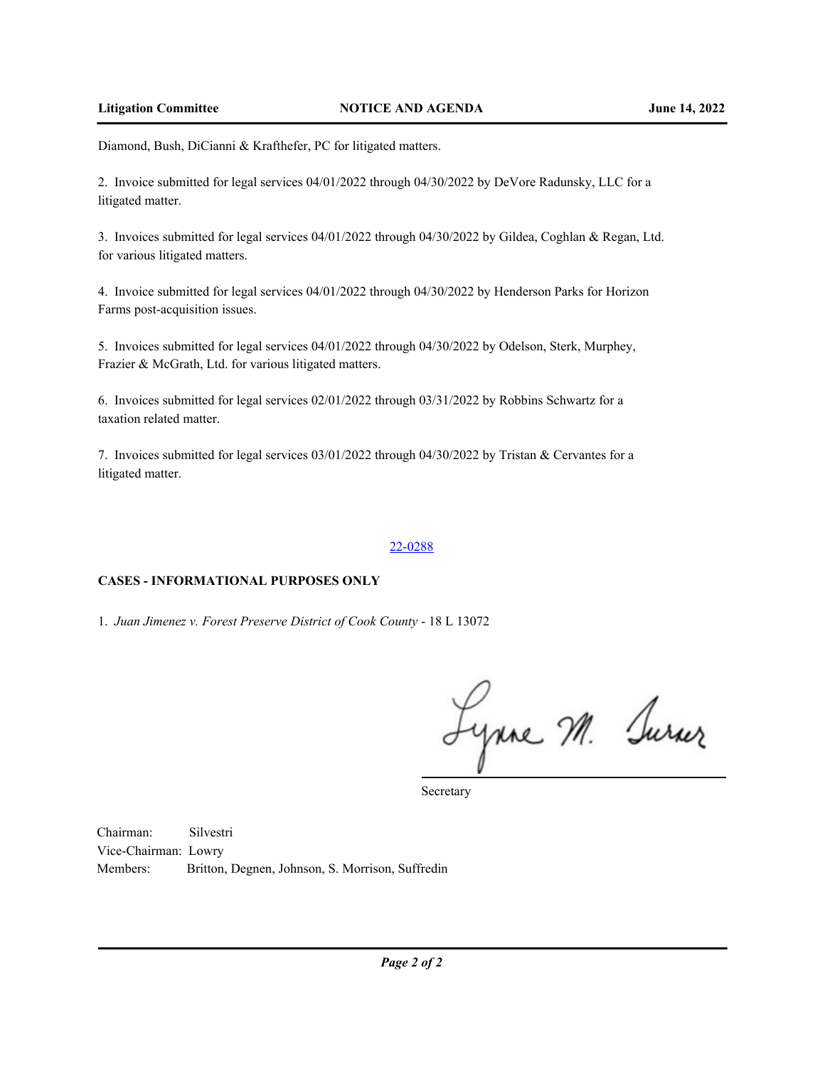Diamond, Bush, DiCianni & Krafthefer, PC for litigated matters.

2. Invoice submitted for legal services 04/01/2022 through 04/30/2022 by DeVore Radunsky, LLC for a litigated matter.

3. Invoices submitted for legal services 04/01/2022 through 04/30/2022 by Gildea, Coghlan & Regan, Ltd. for various litigated matters.

4. Invoice submitted for legal services 04/01/2022 through 04/30/2022 by Henderson Parks for Horizon Farms post-acquisition issues.

5. Invoices submitted for legal services 04/01/2022 through 04/30/2022 by Odelson, Sterk, Murphey, Frazier & McGrath, Ltd. for various litigated matters.

6. Invoices submitted for legal services 02/01/2022 through 03/31/2022 by Robbins Schwartz for a taxation related matter.

7. Invoices submitted for legal services 03/01/2022 through 04/30/2022 by Tristan & Cervantes for a litigated matter.

22-0288

**CASES - INFORMATIONAL PURPOSES ONLY**

1. *Juan Jimenez v. Forest Preserve District of Cook County* - 18 L 13072

Lynne M. Turner

Secretary

Chairman: Silvestri
Vice-Chairman: Lowry
Members: Britton, Degnen, Johnson, S. Morrison, Suffredin